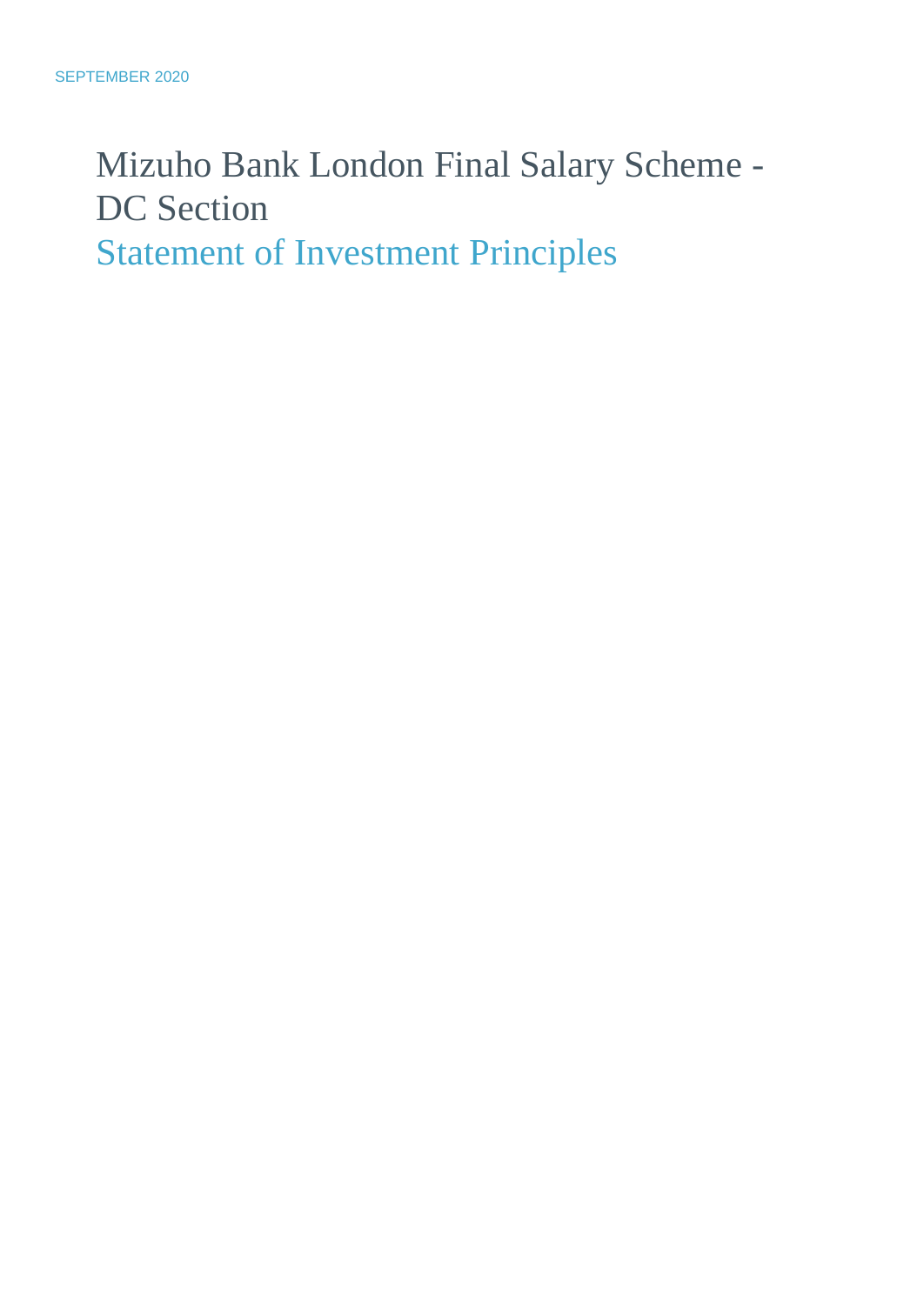SEPTEMBER 2020

# Mizuho Bank London Final Salary Scheme - DC Section

## Statement of Investment Principles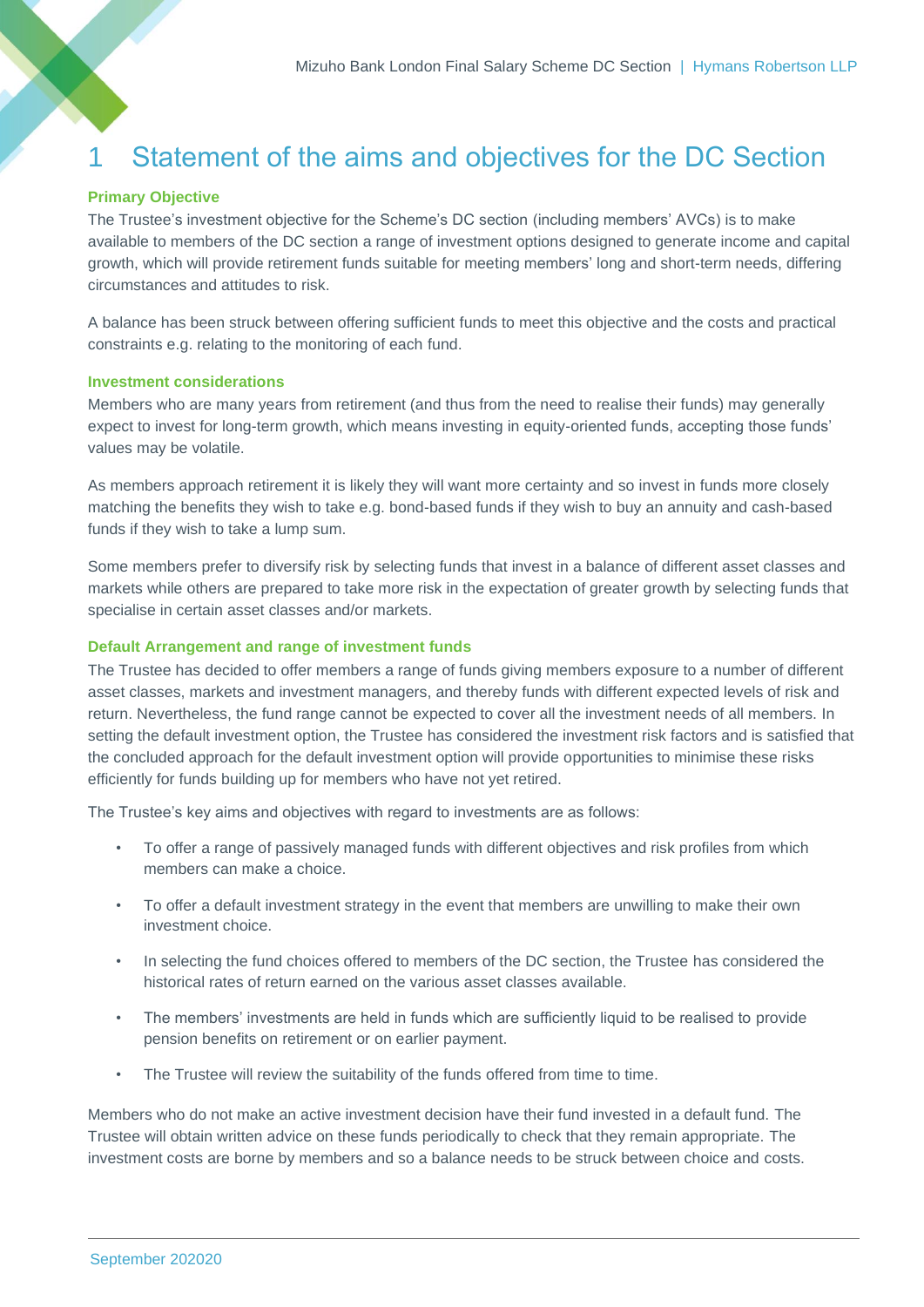# 1 Statement of the aims and objectives for the DC Section

### Primary Objective

The Trustee's investment objective for the Scheme's DC section (including members' AVCs) is to make available to members of the DC section a range of investment options designed to generate income and capital growth, which will provide retirement funds suitable for meeting members' long and short-term needs, differing circumstances and attitudes to risk.

A balance has been struck between offering sufficient funds to meet this objective and the costs and practical constraints e.g. relating to the monitoring of each fund.

### Investment considerations

Members who are many years from retirement (and thus from the need to realise their funds) may generally expect to invest for long-term growth, which means investing in equity-oriented funds, accepting those funds' values may be volatile.

As members approach retirement it is likely they will want more certainty and so invest in funds more closely matching the benefits they wish to take e.g. bond-based funds if they wish to buy an annuity and cash-based funds if they wish to take a lump sum.

Some members prefer to diversify risk by selecting funds that invest in a balance of different asset classes and markets while others are prepared to take more risk in the expectation of greater growth by selecting funds that specialise in certain asset classes and/or markets.

### Default Arrangement and range of investment funds

The Trustee has decided to offer members a range of funds giving members exposure to a number of different asset classes, markets and investment managers, and thereby funds with different expected levels of risk and return. Nevertheless, the fund range cannot be expected to cover all the investment needs of all members. In setting the default investment option, the Trustee has considered the investment risk factors and is satisfied that the concluded approach for the default investment option will provide opportunities to minimise these risks efficiently for funds building up for members who have not yet retired.

The Trustee's key aims and objectives with regard to investments are as follows:

- To offer a range of passively managed funds with different objectives and risk profiles from which members can make a choice.
- To offer a default investment strategy in the event that members are unwilling to make their own investment choice.
- In selecting the fund choices offered to members of the DC section, the Trustee has considered the historical rates of return earned on the various asset classes available.
- The members' investments are held in funds which are sufficiently liquid to be realised to provide pension benefits on retirement or on earlier payment.
- The Trustee will review the suitability of the funds offered from time to time.

Members who do not make an active investment decision have their fund invested in a default fund. The Trustee will obtain written advice on these funds periodically to check that they remain appropriate. The investment costs are borne by members and so a balance needs to be struck between choice and costs.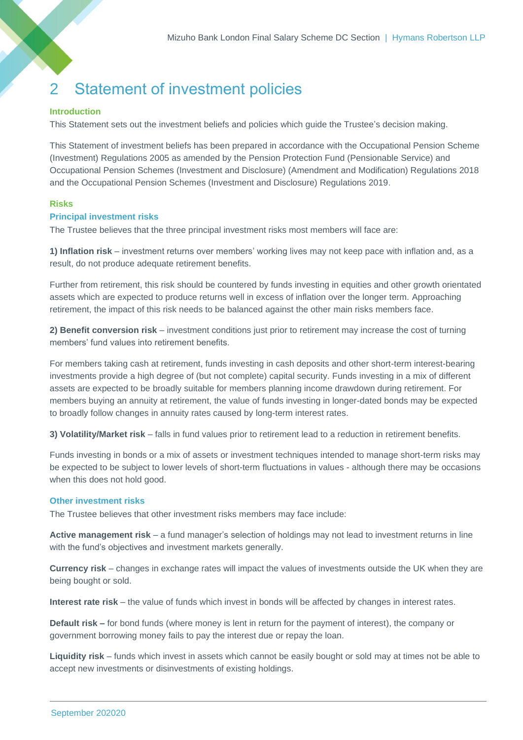# 2 Statement of investment policies

### Introduction

This Statement sets out the investment beliefs and policies which guide the Trustee's decision making.

This Statement of investment beliefs has been prepared in accordance with the Occupational Pension Scheme (Investment) Regulations 2005 as amended by the Pension Protection Fund (Pensionable Service) and Occupational Pension Schemes (Investment and Disclosure) (Amendment and Modification) Regulations 2018 and the Occupational Pension Schemes (Investment and Disclosure) Regulations 2019.

### Risks

#### Principal investment risks

The Trustee believes that the three principal investment risks most members will face are:

**1) Inflation risk** – investment returns over members' working lives may not keep pace with inflation and, as a result, do not produce adequate retirement benefits.

Further from retirement, this risk should be countered by funds investing in equities and other growth orientated assets which are expected to produce returns well in excess of inflation over the longer term. Approaching retirement, the impact of this risk needs to be balanced against the other main risks members face.

**2) Benefit conversion risk** – investment conditions just prior to retirement may increase the cost of turning members' fund values into retirement benefits.

For members taking cash at retirement, funds investing in cash deposits and other short-term interest-bearing investments provide a high degree of (but not complete) capital security. Funds investing in a mix of different assets are expected to be broadly suitable for members planning income drawdown during retirement. For members buying an annuity at retirement, the value of funds investing in longer-dated bonds may be expected to broadly follow changes in annuity rates caused by long-term interest rates.

**3) Volatility/Market risk** – falls in fund values prior to retirement lead to a reduction in retirement benefits.

Funds investing in bonds or a mix of assets or investment techniques intended to manage short-term risks may be expected to be subject to lower levels of short-term fluctuations in values - although there may be occasions when this does not hold good.

#### Other investment risks

The Trustee believes that other investment risks members may face include:

**Active management risk** – a fund manager's selection of holdings may not lead to investment returns in line with the fund's objectives and investment markets generally.

**Currency risk** – changes in exchange rates will impact the values of investments outside the UK when they are being bought or sold.

**Interest rate risk** – the value of funds which invest in bonds will be affected by changes in interest rates.

**Default risk –** for bond funds (where money is lent in return for the payment of interest), the company or government borrowing money fails to pay the interest due or repay the loan.

**Liquidity risk** – funds which invest in assets which cannot be easily bought or sold may at times not be able to accept new investments or disinvestments of existing holdings.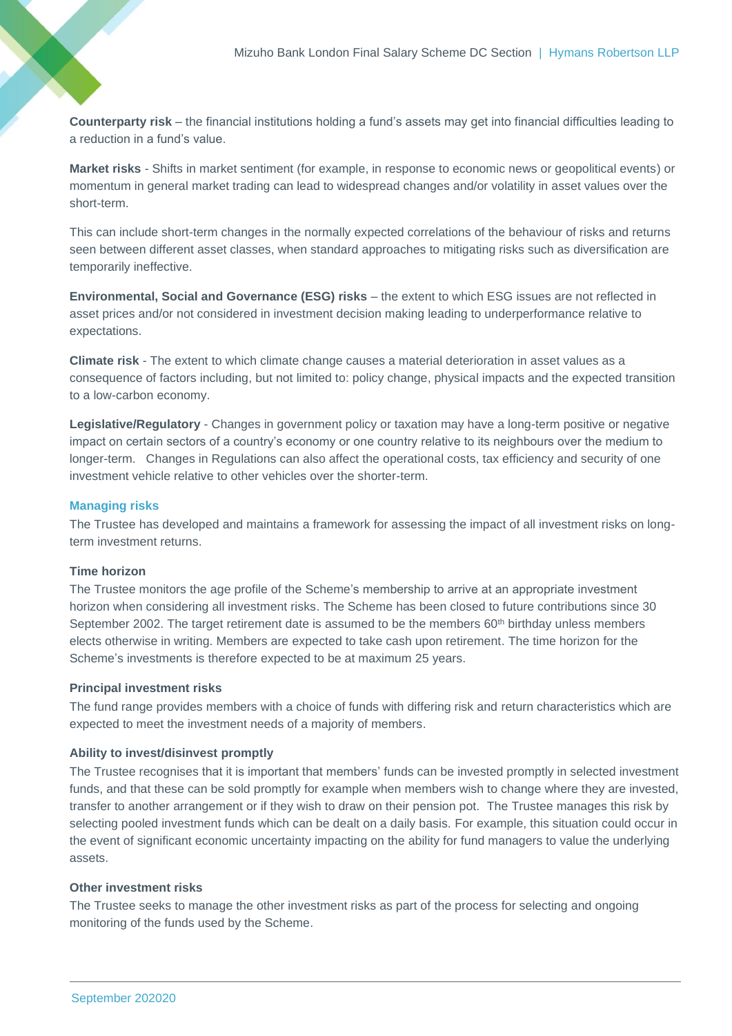**Counterparty risk** – the financial institutions holding a fund's assets may get into financial difficulties leading to a reduction in a fund's value.

**Market risks** - Shifts in market sentiment (for example, in response to economic news or geopolitical events) or momentum in general market trading can lead to widespread changes and/or volatility in asset values over the short-term.

This can include short-term changes in the normally expected correlations of the behaviour of risks and returns seen between different asset classes, when standard approaches to mitigating risks such as diversification are temporarily ineffective.

**Environmental, Social and Governance (ESG) risks** – the extent to which ESG issues are not reflected in asset prices and/or not considered in investment decision making leading to underperformance relative to expectations.

**Climate risk** - The extent to which climate change causes a material deterioration in asset values as a consequence of factors including, but not limited to: policy change, physical impacts and the expected transition to a low-carbon economy.

**Legislative/Regulatory** - Changes in government policy or taxation may have a long-term positive or negative impact on certain sectors of a country's economy or one country relative to its neighbours over the medium to longer-term. Changes in Regulations can also affect the operational costs, tax efficiency and security of one investment vehicle relative to other vehicles over the shorter-term.

## Managing risks

The Trustee has developed and maintains a framework for assessing the impact of all investment risks on long-term investment returns.

### Time horizon

The Trustee monitors the age profile of the Scheme's membership to arrive at an appropriate investment horizon when considering all investment risks. The Scheme has been closed to future contributions since 30 September 2002. The target retirement date is assumed to be the members 60th birthday unless members elects otherwise in writing. Members are expected to take cash upon retirement. The time horizon for the Scheme's investments is therefore expected to be at maximum 25 years.

### Principal investment risks

The fund range provides members with a choice of funds with differing risk and return characteristics which are expected to meet the investment needs of a majority of members.

### Ability to invest/disinvest promptly

The Trustee recognises that it is important that members' funds can be invested promptly in selected investment funds, and that these can be sold promptly for example when members wish to change where they are invested, transfer to another arrangement or if they wish to draw on their pension pot. The Trustee manages this risk by selecting pooled investment funds which can be dealt on a daily basis. For example, this situation could occur in the event of significant economic uncertainty impacting on the ability for fund managers to value the underlying assets.

### Other investment risks

The Trustee seeks to manage the other investment risks as part of the process for selecting and ongoing monitoring of the funds used by the Scheme.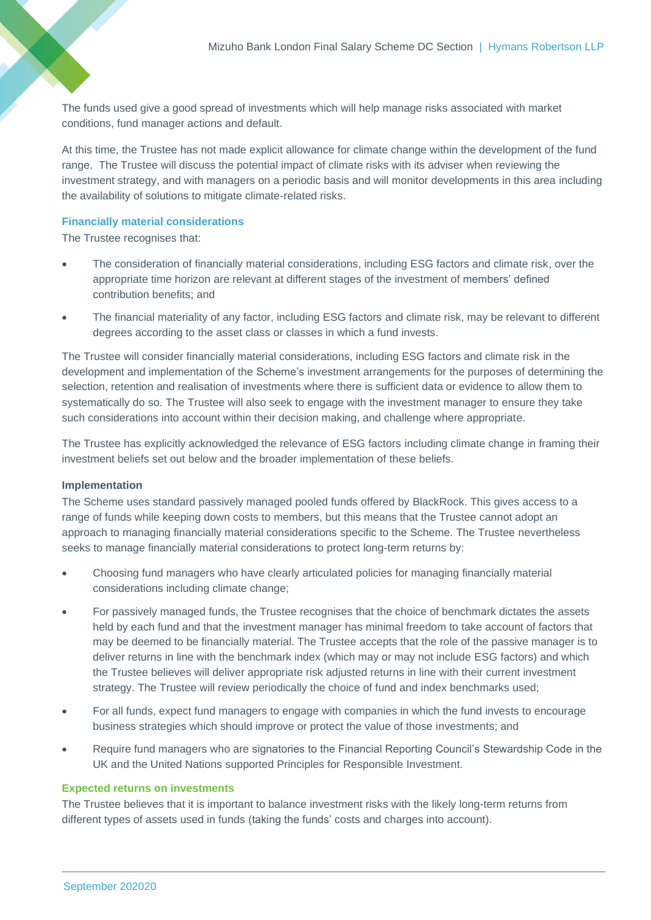The funds used give a good spread of investments which will help manage risks associated with market conditions, fund manager actions and default.

At this time, the Trustee has not made explicit allowance for climate change within the development of the fund range. The Trustee will discuss the potential impact of climate risks with its adviser when reviewing the investment strategy, and with managers on a periodic basis and will monitor developments in this area including the availability of solutions to mitigate climate-related risks.

## Financially material considerations

The Trustee recognises that:

- The consideration of financially material considerations, including ESG factors and climate risk, over the appropriate time horizon are relevant at different stages of the investment of members' defined contribution benefits; and
- The financial materiality of any factor, including ESG factors and climate risk, may be relevant to different degrees according to the asset class or classes in which a fund invests.

The Trustee will consider financially material considerations, including ESG factors and climate risk in the development and implementation of the Scheme's investment arrangements for the purposes of determining the selection, retention and realisation of investments where there is sufficient data or evidence to allow them to systematically do so. The Trustee will also seek to engage with the investment manager to ensure they take such considerations into account within their decision making, and challenge where appropriate.

The Trustee has explicitly acknowledged the relevance of ESG factors including climate change in framing their investment beliefs set out below and the broader implementation of these beliefs.

### Implementation

The Scheme uses standard passively managed pooled funds offered by BlackRock. This gives access to a range of funds while keeping down costs to members, but this means that the Trustee cannot adopt an approach to managing financially material considerations specific to the Scheme. The Trustee nevertheless seeks to manage financially material considerations to protect long-term returns by:

- Choosing fund managers who have clearly articulated policies for managing financially material considerations including climate change;
- For passively managed funds, the Trustee recognises that the choice of benchmark dictates the assets held by each fund and that the investment manager has minimal freedom to take account of factors that may be deemed to be financially material. The Trustee accepts that the role of the passive manager is to deliver returns in line with the benchmark index (which may or may not include ESG factors) and which the Trustee believes will deliver appropriate risk adjusted returns in line with their current investment strategy. The Trustee will review periodically the choice of fund and index benchmarks used;
- For all funds, expect fund managers to engage with companies in which the fund invests to encourage business strategies which should improve or protect the value of those investments; and
- Require fund managers who are signatories to the Financial Reporting Council's Stewardship Code in the UK and the United Nations supported Principles for Responsible Investment.

## Expected returns on investments

The Trustee believes that it is important to balance investment risks with the likely long-term returns from different types of assets used in funds (taking the funds' costs and charges into account).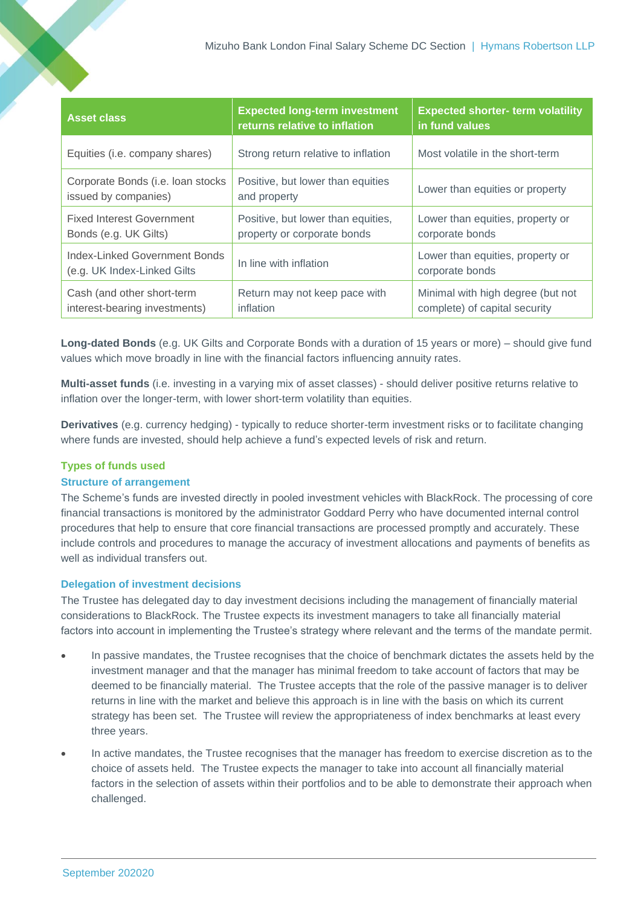| Asset class | Expected long-term investment returns relative to inflation | Expected shorter- term volatility in fund values |
|---|---|---|
| Equities (i.e. company shares) | Strong return relative to inflation | Most volatile in the short-term |
| Corporate Bonds (i.e. loan stocks issued by companies) | Positive, but lower than equities and property | Lower than equities or property |
| Fixed Interest Government Bonds (e.g. UK Gilts) | Positive, but lower than equities, property or corporate bonds | Lower than equities, property or corporate bonds |
| Index-Linked Government Bonds (e.g. UK Index-Linked Gilts | In line with inflation | Lower than equities, property or corporate bonds |
| Cash (and other short-term interest-bearing investments) | Return may not keep pace with inflation | Minimal with high degree (but not complete) of capital security |

**Long-dated Bonds** (e.g. UK Gilts and Corporate Bonds with a duration of 15 years or more) – should give fund values which move broadly in line with the financial factors influencing annuity rates.

**Multi-asset funds** (i.e. investing in a varying mix of asset classes) - should deliver positive returns relative to inflation over the longer-term, with lower short-term volatility than equities.

**Derivatives** (e.g. currency hedging) - typically to reduce shorter-term investment risks or to facilitate changing where funds are invested, should help achieve a fund's expected levels of risk and return.

### Types of funds used

#### Structure of arrangement

The Scheme's funds are invested directly in pooled investment vehicles with BlackRock. The processing of core financial transactions is monitored by the administrator Goddard Perry who have documented internal control procedures that help to ensure that core financial transactions are processed promptly and accurately. These include controls and procedures to manage the accuracy of investment allocations and payments of benefits as well as individual transfers out.

#### Delegation of investment decisions

The Trustee has delegated day to day investment decisions including the management of financially material considerations to BlackRock. The Trustee expects its investment managers to take all financially material factors into account in implementing the Trustee's strategy where relevant and the terms of the mandate permit.

- In passive mandates, the Trustee recognises that the choice of benchmark dictates the assets held by the investment manager and that the manager has minimal freedom to take account of factors that may be deemed to be financially material. The Trustee accepts that the role of the passive manager is to deliver returns in line with the market and believe this approach is in line with the basis on which its current strategy has been set. The Trustee will review the appropriateness of index benchmarks at least every three years.
- In active mandates, the Trustee recognises that the manager has freedom to exercise discretion as to the choice of assets held. The Trustee expects the manager to take into account all financially material factors in the selection of assets within their portfolios and to be able to demonstrate their approach when challenged.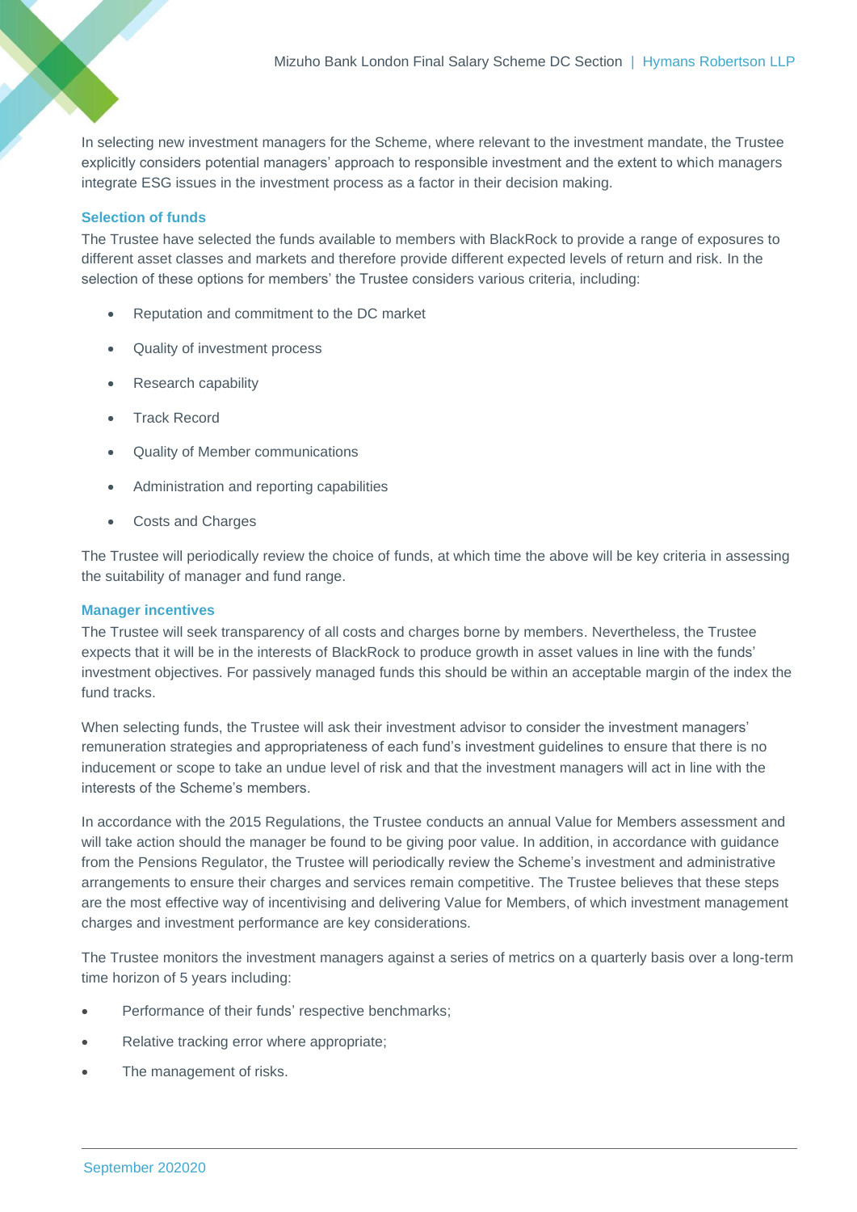In selecting new investment managers for the Scheme, where relevant to the investment mandate, the Trustee explicitly considers potential managers' approach to responsible investment and the extent to which managers integrate ESG issues in the investment process as a factor in their decision making.

### Selection of funds

The Trustee have selected the funds available to members with BlackRock to provide a range of exposures to different asset classes and markets and therefore provide different expected levels of return and risk. In the selection of these options for members' the Trustee considers various criteria, including:

- Reputation and commitment to the DC market
- Quality of investment process
- Research capability
- Track Record
- Quality of Member communications
- Administration and reporting capabilities
- Costs and Charges

The Trustee will periodically review the choice of funds, at which time the above will be key criteria in assessing the suitability of manager and fund range.

### Manager incentives

The Trustee will seek transparency of all costs and charges borne by members. Nevertheless, the Trustee expects that it will be in the interests of BlackRock to produce growth in asset values in line with the funds' investment objectives. For passively managed funds this should be within an acceptable margin of the index the fund tracks.

When selecting funds, the Trustee will ask their investment advisor to consider the investment managers' remuneration strategies and appropriateness of each fund's investment guidelines to ensure that there is no inducement or scope to take an undue level of risk and that the investment managers will act in line with the interests of the Scheme's members.

In accordance with the 2015 Regulations, the Trustee conducts an annual Value for Members assessment and will take action should the manager be found to be giving poor value. In addition, in accordance with guidance from the Pensions Regulator, the Trustee will periodically review the Scheme's investment and administrative arrangements to ensure their charges and services remain competitive. The Trustee believes that these steps are the most effective way of incentivising and delivering Value for Members, of which investment management charges and investment performance are key considerations.

The Trustee monitors the investment managers against a series of metrics on a quarterly basis over a long-term time horizon of 5 years including:

- Performance of their funds' respective benchmarks;
- Relative tracking error where appropriate;
- The management of risks.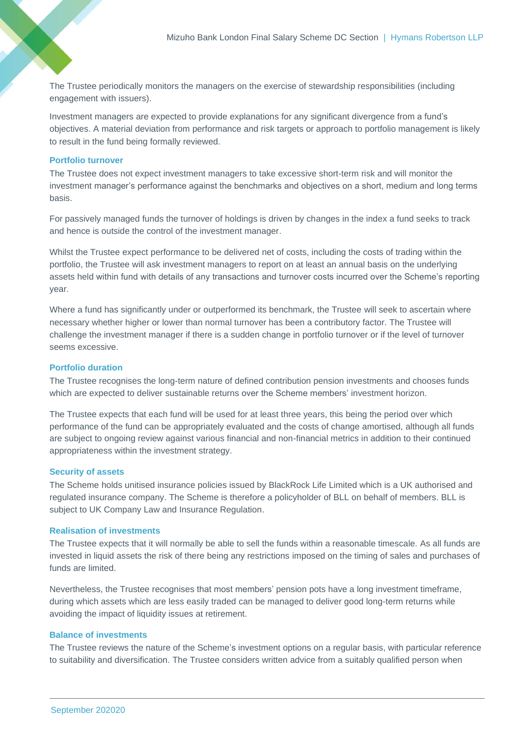The Trustee periodically monitors the managers on the exercise of stewardship responsibilities (including engagement with issuers).

Investment managers are expected to provide explanations for any significant divergence from a fund's objectives. A material deviation from performance and risk targets or approach to portfolio management is likely to result in the fund being formally reviewed.

### Portfolio turnover

The Trustee does not expect investment managers to take excessive short-term risk and will monitor the investment manager's performance against the benchmarks and objectives on a short, medium and long terms basis.

For passively managed funds the turnover of holdings is driven by changes in the index a fund seeks to track and hence is outside the control of the investment manager.

Whilst the Trustee expect performance to be delivered net of costs, including the costs of trading within the portfolio, the Trustee will ask investment managers to report on at least an annual basis on the underlying assets held within fund with details of any transactions and turnover costs incurred over the Scheme's reporting year.

Where a fund has significantly under or outperformed its benchmark, the Trustee will seek to ascertain where necessary whether higher or lower than normal turnover has been a contributory factor. The Trustee will challenge the investment manager if there is a sudden change in portfolio turnover or if the level of turnover seems excessive.

### Portfolio duration

The Trustee recognises the long-term nature of defined contribution pension investments and chooses funds which are expected to deliver sustainable returns over the Scheme members' investment horizon.

The Trustee expects that each fund will be used for at least three years, this being the period over which performance of the fund can be appropriately evaluated and the costs of change amortised, although all funds are subject to ongoing review against various financial and non-financial metrics in addition to their continued appropriateness within the investment strategy.

### Security of assets

The Scheme holds unitised insurance policies issued by BlackRock Life Limited which is a UK authorised and regulated insurance company. The Scheme is therefore a policyholder of BLL on behalf of members. BLL is subject to UK Company Law and Insurance Regulation.

### Realisation of investments

The Trustee expects that it will normally be able to sell the funds within a reasonable timescale. As all funds are invested in liquid assets the risk of there being any restrictions imposed on the timing of sales and purchases of funds are limited.

Nevertheless, the Trustee recognises that most members' pension pots have a long investment timeframe, during which assets which are less easily traded can be managed to deliver good long-term returns while avoiding the impact of liquidity issues at retirement.

### Balance of investments

The Trustee reviews the nature of the Scheme's investment options on a regular basis, with particular reference to suitability and diversification. The Trustee considers written advice from a suitably qualified person when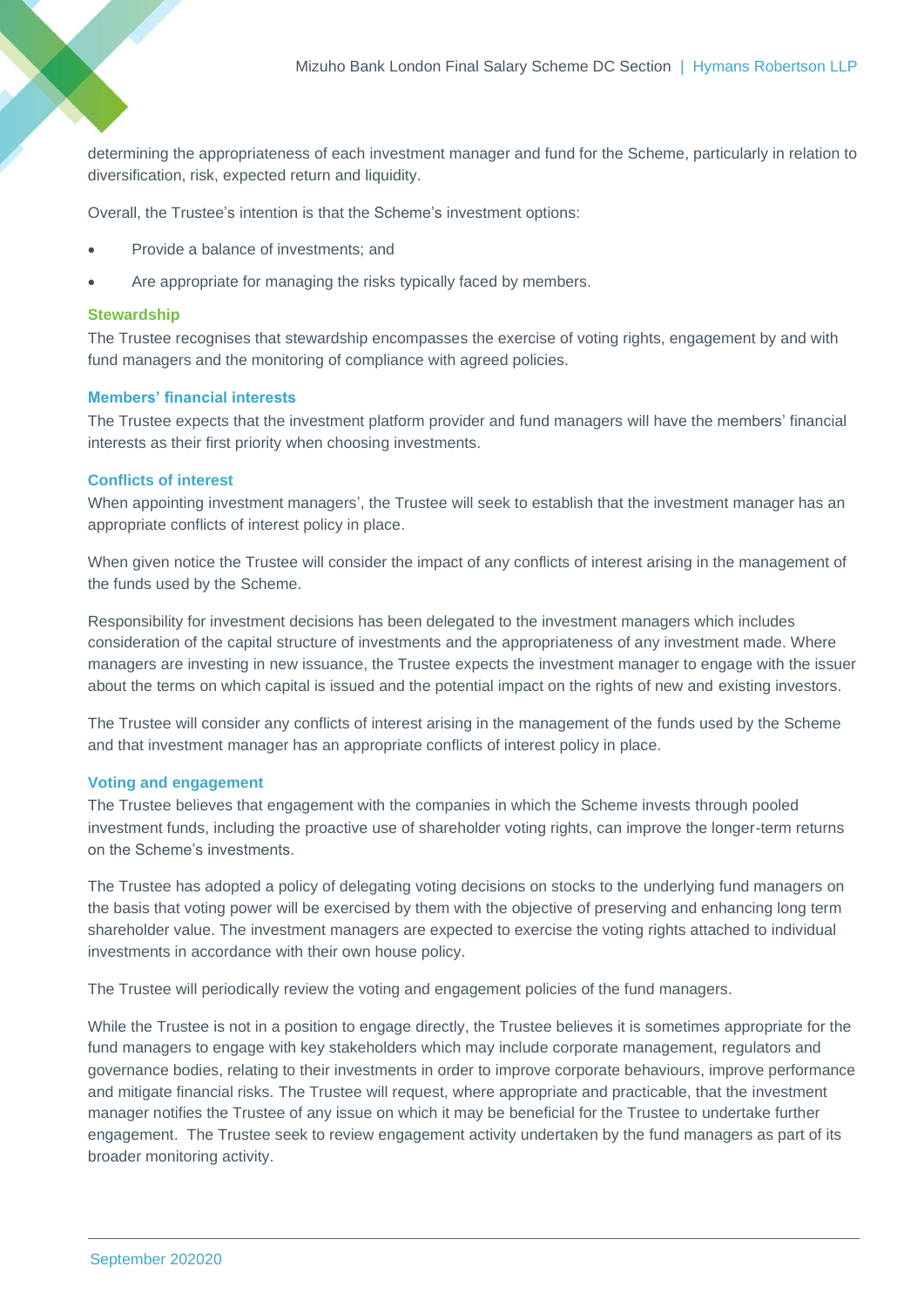determining the appropriateness of each investment manager and fund for the Scheme, particularly in relation to diversification, risk, expected return and liquidity.

Overall, the Trustee's intention is that the Scheme's investment options:

- Provide a balance of investments; and
- Are appropriate for managing the risks typically faced by members.

### Stewardship

The Trustee recognises that stewardship encompasses the exercise of voting rights, engagement by and with fund managers and the monitoring of compliance with agreed policies.

### Members' financial interests

The Trustee expects that the investment platform provider and fund managers will have the members' financial interests as their first priority when choosing investments.

### Conflicts of interest

When appointing investment managers', the Trustee will seek to establish that the investment manager has an appropriate conflicts of interest policy in place.

When given notice the Trustee will consider the impact of any conflicts of interest arising in the management of the funds used by the Scheme.

Responsibility for investment decisions has been delegated to the investment managers which includes consideration of the capital structure of investments and the appropriateness of any investment made. Where managers are investing in new issuance, the Trustee expects the investment manager to engage with the issuer about the terms on which capital is issued and the potential impact on the rights of new and existing investors.

The Trustee will consider any conflicts of interest arising in the management of the funds used by the Scheme and that investment manager has an appropriate conflicts of interest policy in place.

### Voting and engagement

The Trustee believes that engagement with the companies in which the Scheme invests through pooled investment funds, including the proactive use of shareholder voting rights, can improve the longer-term returns on the Scheme's investments.

The Trustee has adopted a policy of delegating voting decisions on stocks to the underlying fund managers on the basis that voting power will be exercised by them with the objective of preserving and enhancing long term shareholder value. The investment managers are expected to exercise the voting rights attached to individual investments in accordance with their own house policy.

The Trustee will periodically review the voting and engagement policies of the fund managers.

While the Trustee is not in a position to engage directly, the Trustee believes it is sometimes appropriate for the fund managers to engage with key stakeholders which may include corporate management, regulators and governance bodies, relating to their investments in order to improve corporate behaviours, improve performance and mitigate financial risks. The Trustee will request, where appropriate and practicable, that the investment manager notifies the Trustee of any issue on which it may be beneficial for the Trustee to undertake further engagement. The Trustee seek to review engagement activity undertaken by the fund managers as part of its broader monitoring activity.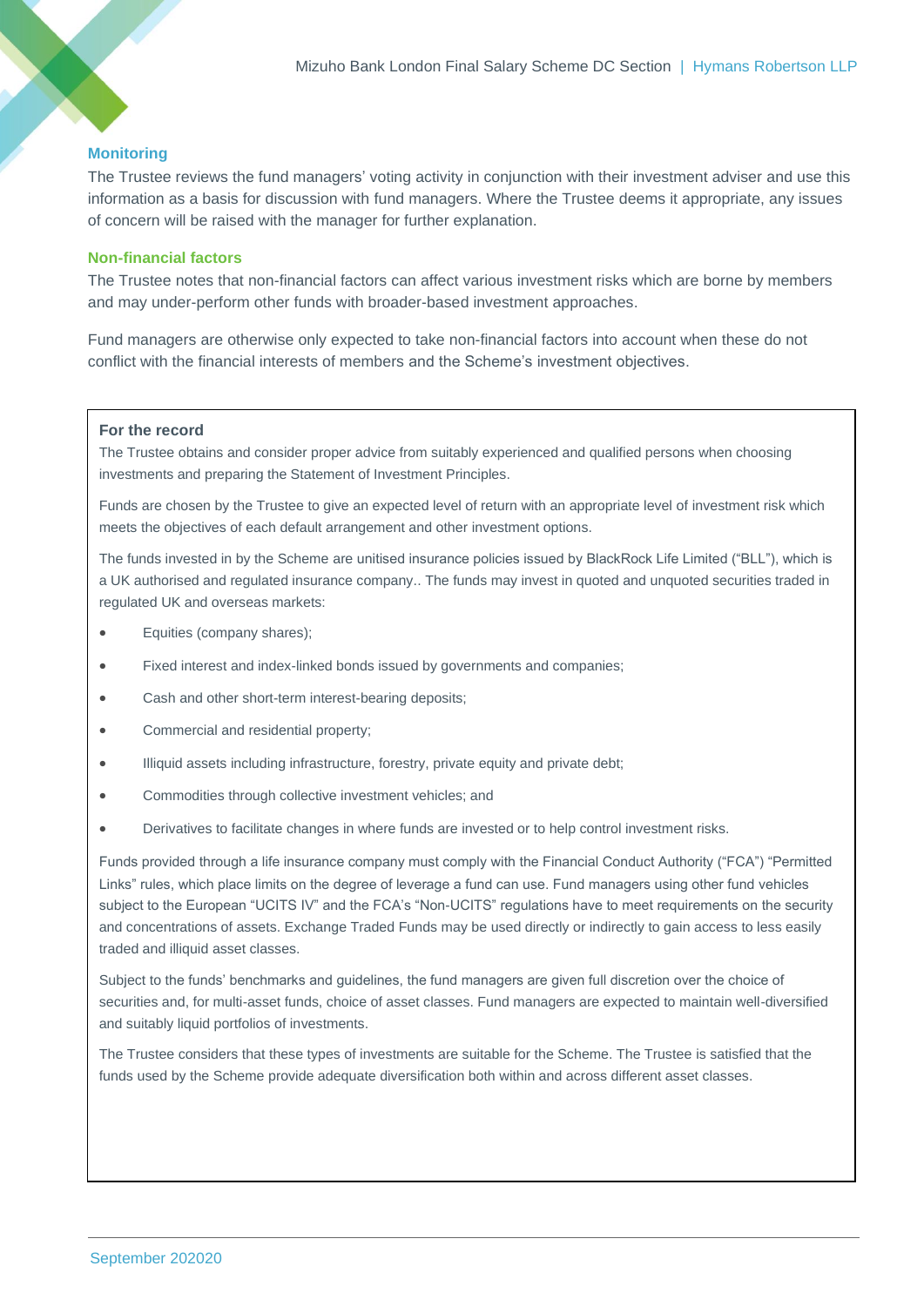### Monitoring

The Trustee reviews the fund managers' voting activity in conjunction with their investment adviser and use this information as a basis for discussion with fund managers. Where the Trustee deems it appropriate, any issues of concern will be raised with the manager for further explanation.

### Non-financial factors

The Trustee notes that non-financial factors can affect various investment risks which are borne by members and may under-perform other funds with broader-based investment approaches.

Fund managers are otherwise only expected to take non-financial factors into account when these do not conflict with the financial interests of members and the Scheme's investment objectives.

**For the record**

The Trustee obtains and consider proper advice from suitably experienced and qualified persons when choosing investments and preparing the Statement of Investment Principles.

Funds are chosen by the Trustee to give an expected level of return with an appropriate level of investment risk which meets the objectives of each default arrangement and other investment options.

The funds invested in by the Scheme are unitised insurance policies issued by BlackRock Life Limited ("BLL"), which is a UK authorised and regulated insurance company.. The funds may invest in quoted and unquoted securities traded in regulated UK and overseas markets:

- Equities (company shares);
- Fixed interest and index-linked bonds issued by governments and companies;
- Cash and other short-term interest-bearing deposits;
- Commercial and residential property;
- Illiquid assets including infrastructure, forestry, private equity and private debt;
- Commodities through collective investment vehicles; and
- Derivatives to facilitate changes in where funds are invested or to help control investment risks.

Funds provided through a life insurance company must comply with the Financial Conduct Authority ("FCA") "Permitted Links" rules, which place limits on the degree of leverage a fund can use. Fund managers using other fund vehicles subject to the European "UCITS IV" and the FCA's "Non-UCITS" regulations have to meet requirements on the security and concentrations of assets. Exchange Traded Funds may be used directly or indirectly to gain access to less easily traded and illiquid asset classes.

Subject to the funds' benchmarks and guidelines, the fund managers are given full discretion over the choice of securities and, for multi-asset funds, choice of asset classes. Fund managers are expected to maintain well-diversified and suitably liquid portfolios of investments.

The Trustee considers that these types of investments are suitable for the Scheme. The Trustee is satisfied that the funds used by the Scheme provide adequate diversification both within and across different asset classes.